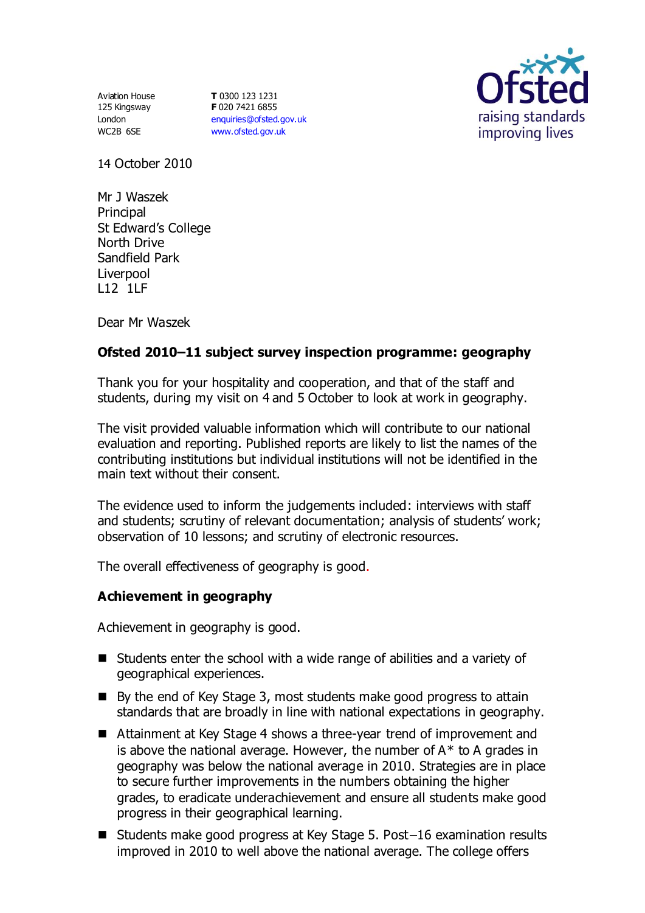Aviation House
125 Kingsway
London
WC2B 6SE

**T** 0300 123 1231
**F** 020 7421 6855
enquiries@ofsted.gov.uk
www.ofsted.gov.uk

14 October 2010

Mr J Waszek
Principal
St Edward's College
North Drive
Sandfield Park
Liverpool
L12 1LF

Dear Mr Waszek

**Ofsted 2010–11 subject survey inspection programme: geography**

Thank you for your hospitality and cooperation, and that of the staff and students, during my visit on 4 and 5 October to look at work in geography.

The visit provided valuable information which will contribute to our national evaluation and reporting. Published reports are likely to list the names of the contributing institutions but individual institutions will not be identified in the main text without their consent.

The evidence used to inform the judgements included: interviews with staff and students; scrutiny of relevant documentation; analysis of students' work; observation of 10 lessons; and scrutiny of electronic resources.

The overall effectiveness of geography is good.

**Achievement in geography**

Achievement in geography is good.

- Students enter the school with a wide range of abilities and a variety of geographical experiences.
- By the end of Key Stage 3, most students make good progress to attain standards that are broadly in line with national expectations in geography.
- Attainment at Key Stage 4 shows a three-year trend of improvement and is above the national average. However, the number of A* to A grades in geography was below the national average in 2010. Strategies are in place to secure further improvements in the numbers obtaining the higher grades, to eradicate underachievement and ensure all students make good progress in their geographical learning.
- Students make good progress at Key Stage 5. Post–16 examination results improved in 2010 to well above the national average. The college offers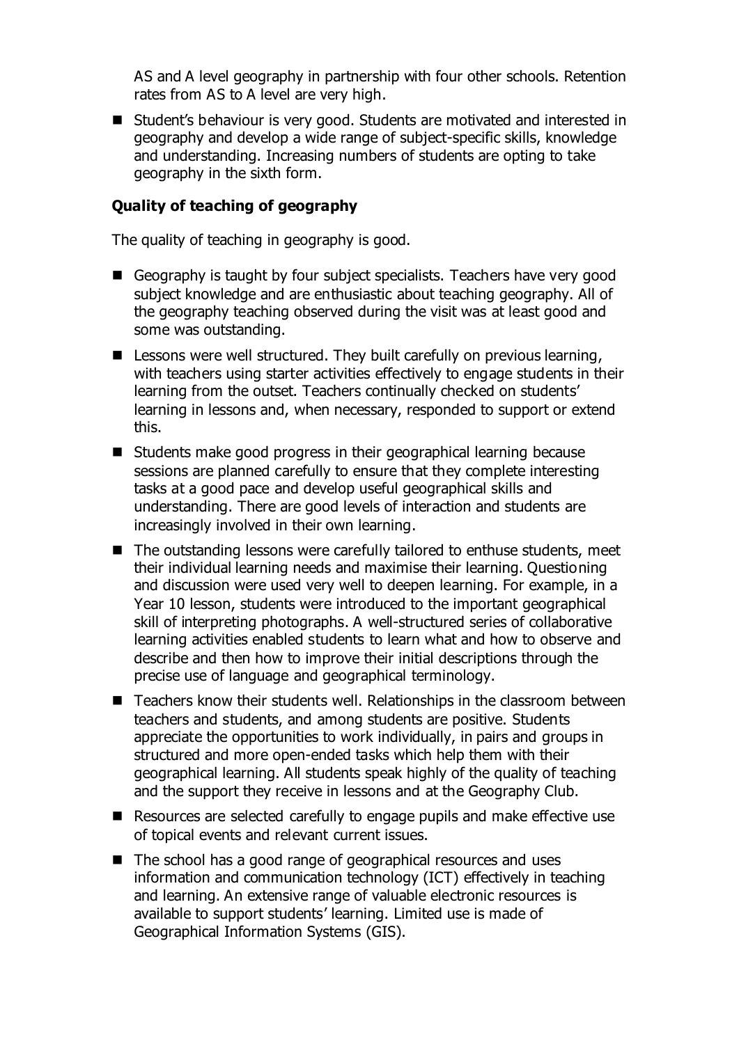AS and A level geography in partnership with four other schools. Retention rates from AS to A level are very high.

- Student's behaviour is very good. Students are motivated and interested in geography and develop a wide range of subject-specific skills, knowledge and understanding. Increasing numbers of students are opting to take geography in the sixth form.

**Quality of teaching of geography**

The quality of teaching in geography is good.

- Geography is taught by four subject specialists. Teachers have very good subject knowledge and are enthusiastic about teaching geography. All of the geography teaching observed during the visit was at least good and some was outstanding.
- Lessons were well structured. They built carefully on previous learning, with teachers using starter activities effectively to engage students in their learning from the outset. Teachers continually checked on students' learning in lessons and, when necessary, responded to support or extend this.
- Students make good progress in their geographical learning because sessions are planned carefully to ensure that they complete interesting tasks at a good pace and develop useful geographical skills and understanding. There are good levels of interaction and students are increasingly involved in their own learning.
- The outstanding lessons were carefully tailored to enthuse students, meet their individual learning needs and maximise their learning. Questioning and discussion were used very well to deepen learning. For example, in a Year 10 lesson, students were introduced to the important geographical skill of interpreting photographs. A well-structured series of collaborative learning activities enabled students to learn what and how to observe and describe and then how to improve their initial descriptions through the precise use of language and geographical terminology.
- Teachers know their students well. Relationships in the classroom between teachers and students, and among students are positive. Students appreciate the opportunities to work individually, in pairs and groups in structured and more open-ended tasks which help them with their geographical learning. All students speak highly of the quality of teaching and the support they receive in lessons and at the Geography Club.
- Resources are selected carefully to engage pupils and make effective use of topical events and relevant current issues.
- The school has a good range of geographical resources and uses information and communication technology (ICT) effectively in teaching and learning. An extensive range of valuable electronic resources is available to support students' learning. Limited use is made of Geographical Information Systems (GIS).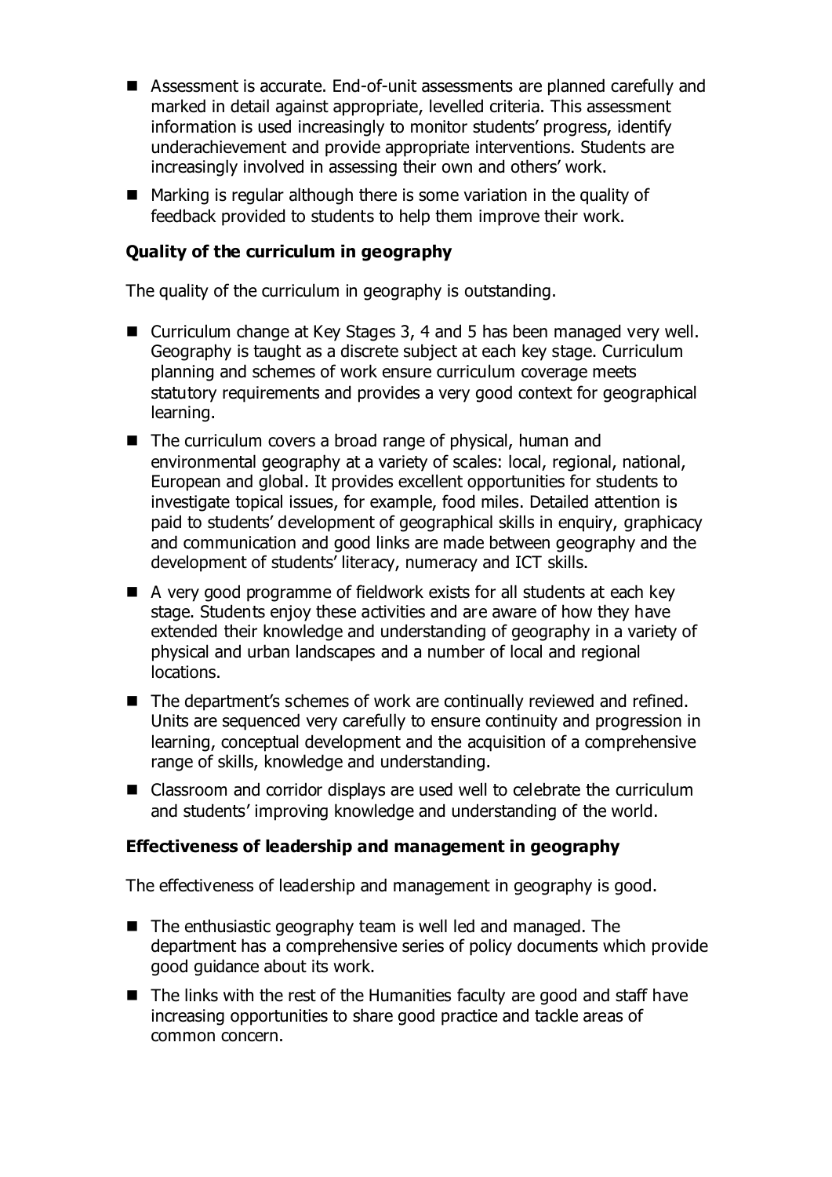- Assessment is accurate. End-of-unit assessments are planned carefully and marked in detail against appropriate, levelled criteria. This assessment information is used increasingly to monitor students' progress, identify underachievement and provide appropriate interventions. Students are increasingly involved in assessing their own and others' work.
- Marking is regular although there is some variation in the quality of feedback provided to students to help them improve their work.

**Quality of the curriculum in geography**

The quality of the curriculum in geography is outstanding.

- Curriculum change at Key Stages 3, 4 and 5 has been managed very well. Geography is taught as a discrete subject at each key stage. Curriculum planning and schemes of work ensure curriculum coverage meets statutory requirements and provides a very good context for geographical learning.
- The curriculum covers a broad range of physical, human and environmental geography at a variety of scales: local, regional, national, European and global. It provides excellent opportunities for students to investigate topical issues, for example, food miles. Detailed attention is paid to students' development of geographical skills in enquiry, graphicacy and communication and good links are made between geography and the development of students' literacy, numeracy and ICT skills.
- A very good programme of fieldwork exists for all students at each key stage. Students enjoy these activities and are aware of how they have extended their knowledge and understanding of geography in a variety of physical and urban landscapes and a number of local and regional locations.
- The department's schemes of work are continually reviewed and refined. Units are sequenced very carefully to ensure continuity and progression in learning, conceptual development and the acquisition of a comprehensive range of skills, knowledge and understanding.
- Classroom and corridor displays are used well to celebrate the curriculum and students' improving knowledge and understanding of the world.

**Effectiveness of leadership and management in geography**

The effectiveness of leadership and management in geography is good.

- The enthusiastic geography team is well led and managed. The department has a comprehensive series of policy documents which provide good guidance about its work.
- The links with the rest of the Humanities faculty are good and staff have increasing opportunities to share good practice and tackle areas of common concern.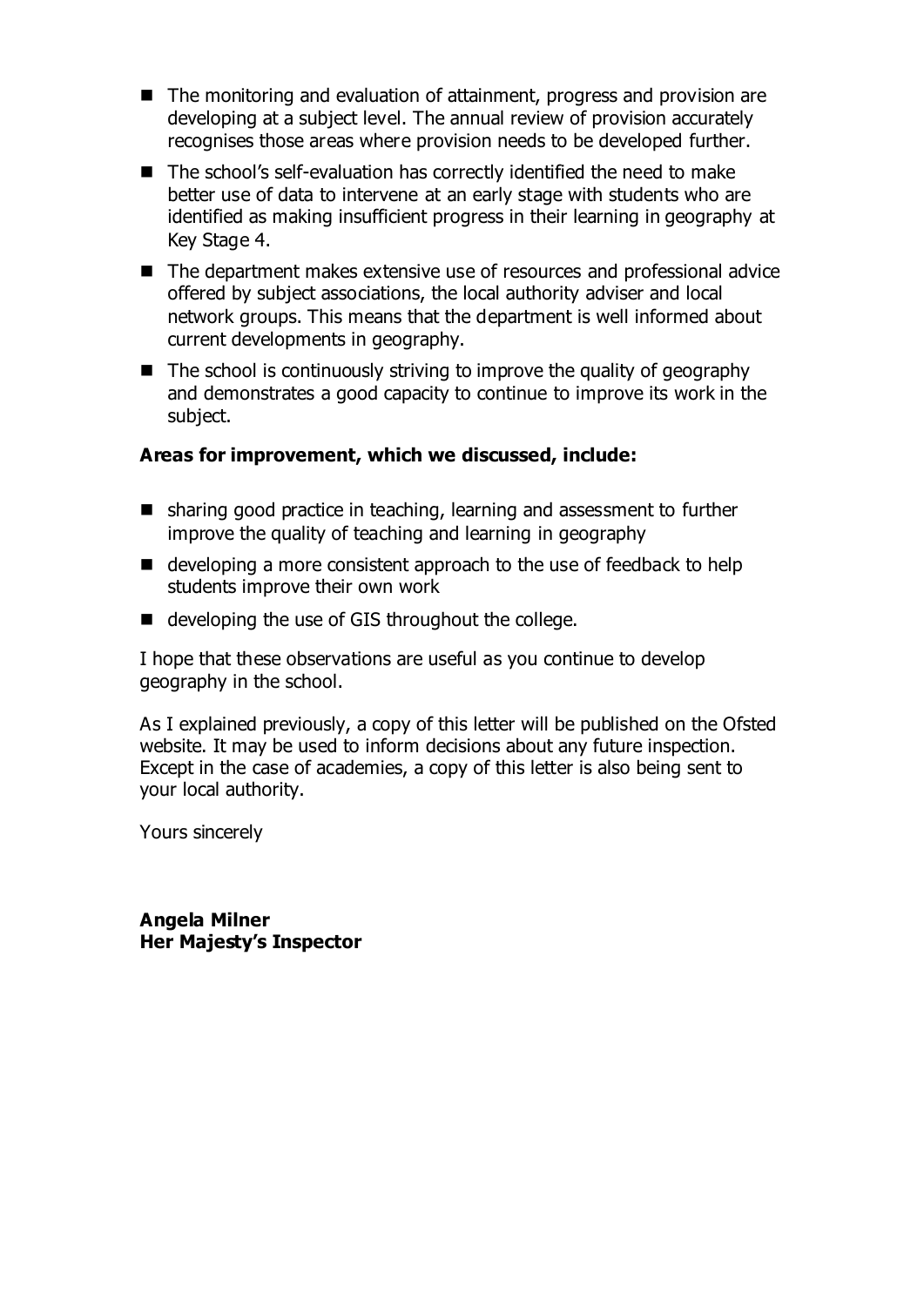- The monitoring and evaluation of attainment, progress and provision are developing at a subject level. The annual review of provision accurately recognises those areas where provision needs to be developed further.
- The school's self-evaluation has correctly identified the need to make better use of data to intervene at an early stage with students who are identified as making insufficient progress in their learning in geography at Key Stage 4.
- The department makes extensive use of resources and professional advice offered by subject associations, the local authority adviser and local network groups. This means that the department is well informed about current developments in geography.
- The school is continuously striving to improve the quality of geography and demonstrates a good capacity to continue to improve its work in the subject.

**Areas for improvement, which we discussed, include:**

- sharing good practice in teaching, learning and assessment to further improve the quality of teaching and learning in geography
- developing a more consistent approach to the use of feedback to help students improve their own work
- developing the use of GIS throughout the college.

I hope that these observations are useful as you continue to develop geography in the school.

As I explained previously, a copy of this letter will be published on the Ofsted website. It may be used to inform decisions about any future inspection. Except in the case of academies, a copy of this letter is also being sent to your local authority.

Yours sincerely

**Angela Milner**
**Her Majesty's Inspector**